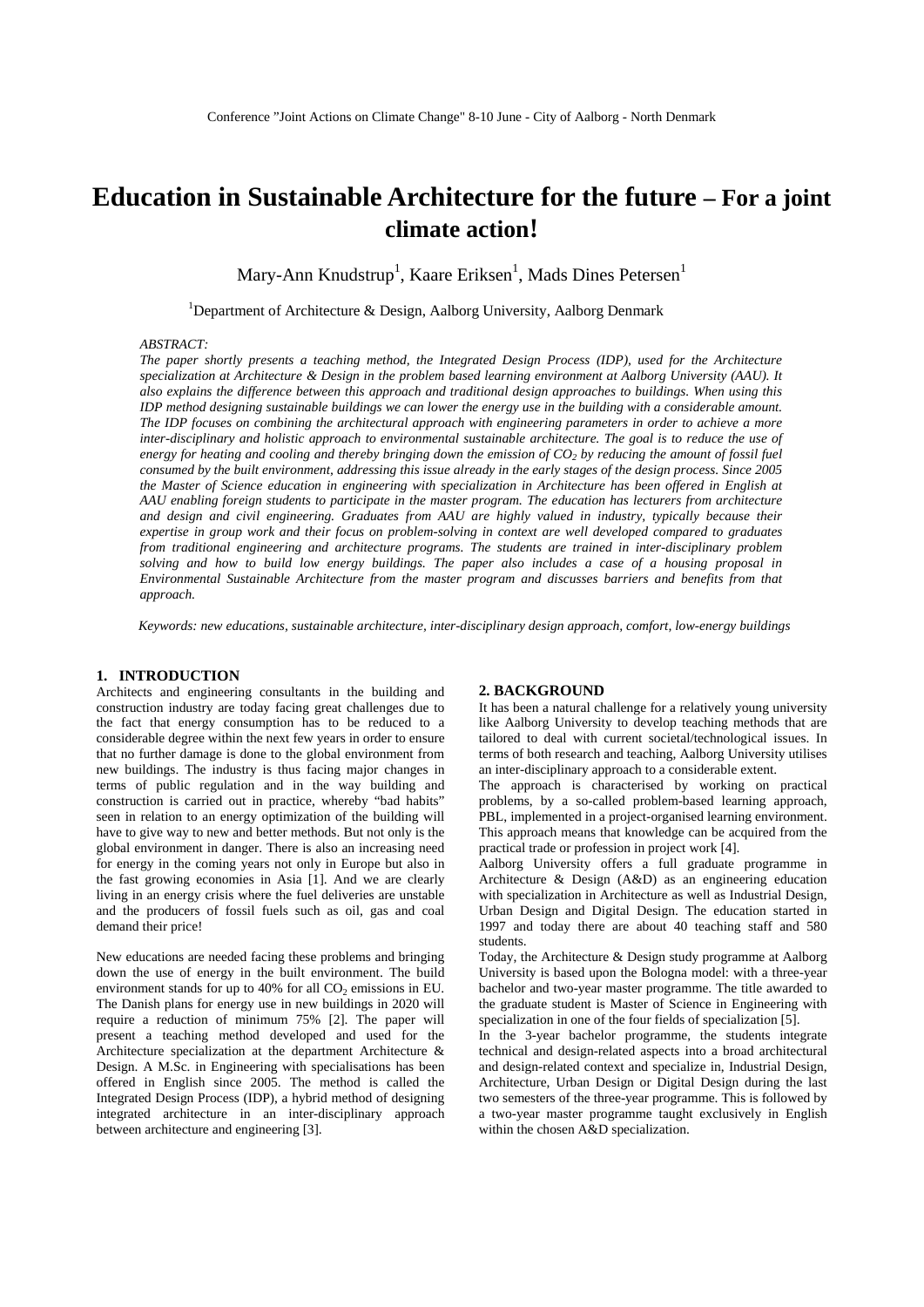# Education in Sustainable Architecture for the future – For a joint climate action!

Mary-Ann Knudstrup[1], Kaare Eriksen[1], Mads Dines Petersen[1]

[1]Department of Architecture & Design, Aalborg University, Aalborg Denmark

*ABSTRACT:*

*The paper shortly presents a teaching method, the Integrated Design Process (IDP), used for the Architecture specialization at Architecture & Design in the problem based learning environment at Aalborg University (AAU). It also explains the difference between this approach and traditional design approaches to buildings. When using this IDP method designing sustainable buildings we can lower the energy use in the building with a considerable amount. The IDP focuses on combining the architectural approach with engineering parameters in order to achieve a more inter-disciplinary and holistic approach to environmental sustainable architecture. The goal is to reduce the use of energy for heating and cooling and thereby bringing down the emission of $CO_2$ by reducing the amount of fossil fuel consumed by the built environment, addressing this issue already in the early stages of the design process. Since 2005 the Master of Science education in engineering with specialization in Architecture has been offered in English at AAU enabling foreign students to participate in the master program. The education has lecturers from architecture and design and civil engineering. Graduates from AAU are highly valued in industry, typically because their expertise in group work and their focus on problem-solving in context are well developed compared to graduates from traditional engineering and architecture programs. The students are trained in inter-disciplinary problem solving and how to build low energy buildings. The paper also includes a case of a housing proposal in Environmental Sustainable Architecture from the master program and discusses barriers and benefits from that approach.*

*Keywords: new educations, sustainable architecture, inter-disciplinary design approach, comfort, low-energy buildings*

## 1. INTRODUCTION

Architects and engineering consultants in the building and construction industry are today facing great challenges due to the fact that energy consumption has to be reduced to a considerable degree within the next few years in order to ensure that no further damage is done to the global environment from new buildings. The industry is thus facing major changes in terms of public regulation and in the way building and construction is carried out in practice, whereby "bad habits" seen in relation to an energy optimization of the building will have to give way to new and better methods. But not only is the global environment in danger. There is also an increasing need for energy in the coming years not only in Europe but also in the fast growing economies in Asia [1]. And we are clearly living in an energy crisis where the fuel deliveries are unstable and the producers of fossil fuels such as oil, gas and coal demand their price!

New educations are needed facing these problems and bringing down the use of energy in the built environment. The build environment stands for up to 40% for all $CO_2$ emissions in EU. The Danish plans for energy use in new buildings in 2020 will require a reduction of minimum 75% [2]. The paper will present a teaching method developed and used for the Architecture specialization at the department Architecture & Design. A M.Sc. in Engineering with specialisations has been offered in English since 2005. The method is called the Integrated Design Process (IDP), a hybrid method of designing integrated architecture in an inter-disciplinary approach between architecture and engineering [3].

## 2. BACKGROUND

It has been a natural challenge for a relatively young university like Aalborg University to develop teaching methods that are tailored to deal with current societal/technological issues. In terms of both research and teaching, Aalborg University utilises an inter-disciplinary approach to a considerable extent.

The approach is characterised by working on practical problems, by a so-called problem-based learning approach, PBL, implemented in a project-organised learning environment. This approach means that knowledge can be acquired from the practical trade or profession in project work [4].

Aalborg University offers a full graduate programme in Architecture & Design (A&D) as an engineering education with specialization in Architecture as well as Industrial Design, Urban Design and Digital Design. The education started in 1997 and today there are about 40 teaching staff and 580 students.

Today, the Architecture & Design study programme at Aalborg University is based upon the Bologna model: with a three-year bachelor and two-year master programme. The title awarded to the graduate student is Master of Science in Engineering with specialization in one of the four fields of specialization [5].

In the 3-year bachelor programme, the students integrate technical and design-related aspects into a broad architectural and design-related context and specialize in, Industrial Design, Architecture, Urban Design or Digital Design during the last two semesters of the three-year programme. This is followed by a two-year master programme taught exclusively in English within the chosen A&D specialization.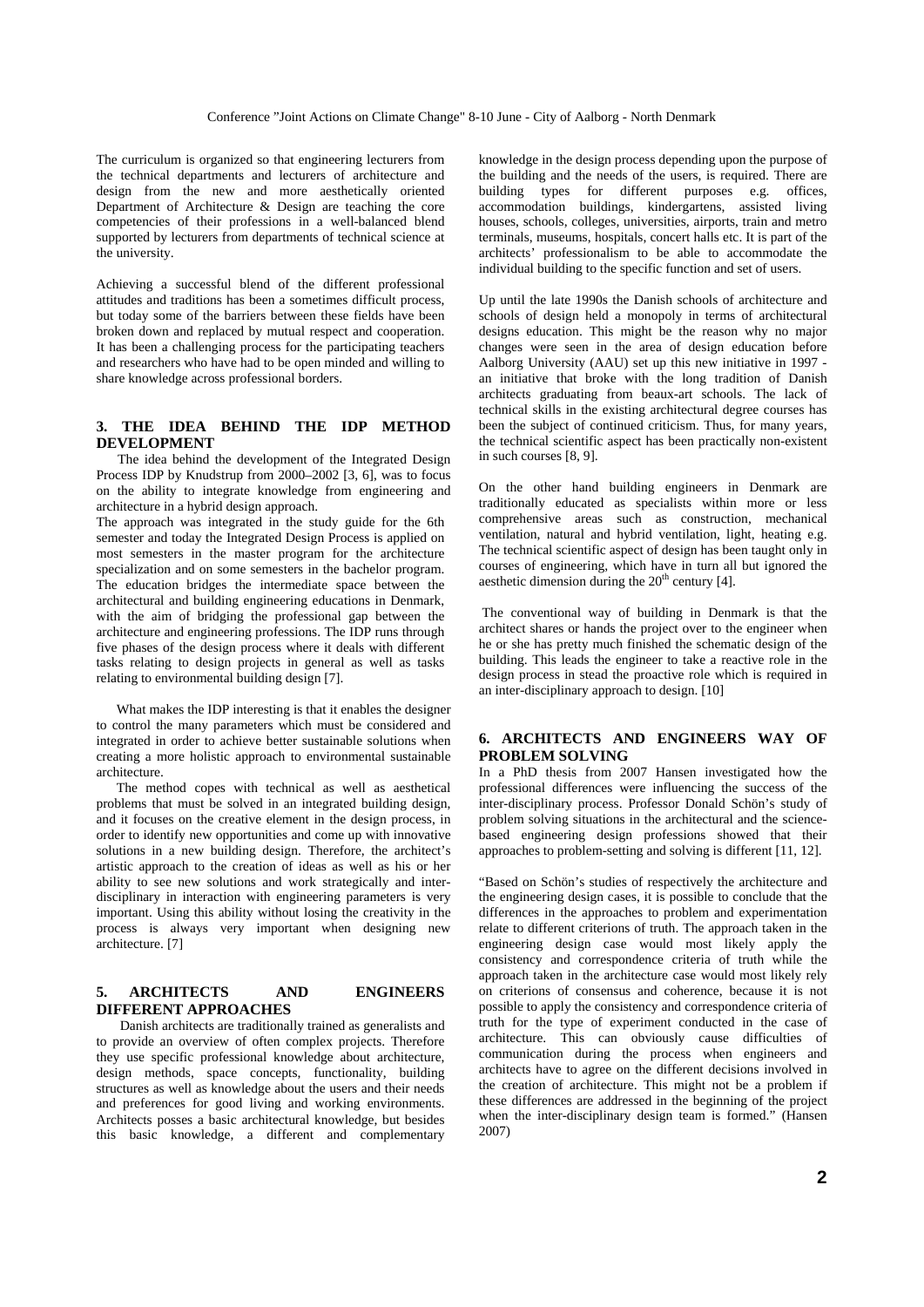The curriculum is organized so that engineering lecturers from the technical departments and lecturers of architecture and design from the new and more aesthetically oriented Department of Architecture & Design are teaching the core competencies of their professions in a well-balanced blend supported by lecturers from departments of technical science at the university.

Achieving a successful blend of the different professional attitudes and traditions has been a sometimes difficult process, but today some of the barriers between these fields have been broken down and replaced by mutual respect and cooperation. It has been a challenging process for the participating teachers and researchers who have had to be open minded and willing to share knowledge across professional borders.

## 3. THE IDEA BEHIND THE IDP METHOD DEVELOPMENT

The idea behind the development of the Integrated Design Process IDP by Knudstrup from 2000–2002 [3, 6], was to focus on the ability to integrate knowledge from engineering and architecture in a hybrid design approach.

The approach was integrated in the study guide for the 6th semester and today the Integrated Design Process is applied on most semesters in the master program for the architecture specialization and on some semesters in the bachelor program. The education bridges the intermediate space between the architectural and building engineering educations in Denmark, with the aim of bridging the professional gap between the architecture and engineering professions. The IDP runs through five phases of the design process where it deals with different tasks relating to design projects in general as well as tasks relating to environmental building design [7].

What makes the IDP interesting is that it enables the designer to control the many parameters which must be considered and integrated in order to achieve better sustainable solutions when creating a more holistic approach to environmental sustainable architecture.

The method copes with technical as well as aesthetical problems that must be solved in an integrated building design, and it focuses on the creative element in the design process, in order to identify new opportunities and come up with innovative solutions in a new building design. Therefore, the architect's artistic approach to the creation of ideas as well as his or her ability to see new solutions and work strategically and inter-disciplinary in interaction with engineering parameters is very important. Using this ability without losing the creativity in the process is always very important when designing new architecture. [7]

## 5. ARCHITECTS AND ENGINEERS DIFFERENT APPROACHES

Danish architects are traditionally trained as generalists and to provide an overview of often complex projects. Therefore they use specific professional knowledge about architecture, design methods, space concepts, functionality, building structures as well as knowledge about the users and their needs and preferences for good living and working environments. Architects posses a basic architectural knowledge, but besides this basic knowledge, a different and complementary knowledge in the design process depending upon the purpose of the building and the needs of the users, is required. There are building types for different purposes e.g. offices, accommodation buildings, kindergartens, assisted living houses, schools, colleges, universities, airports, train and metro terminals, museums, hospitals, concert halls etc. It is part of the architects' professionalism to be able to accommodate the individual building to the specific function and set of users.

Up until the late 1990s the Danish schools of architecture and schools of design held a monopoly in terms of architectural designs education. This might be the reason why no major changes were seen in the area of design education before Aalborg University (AAU) set up this new initiative in 1997 - an initiative that broke with the long tradition of Danish architects graduating from beaux-art schools. The lack of technical skills in the existing architectural degree courses has been the subject of continued criticism. Thus, for many years, the technical scientific aspect has been practically non-existent in such courses [8, 9].

On the other hand building engineers in Denmark are traditionally educated as specialists within more or less comprehensive areas such as construction, mechanical ventilation, natural and hybrid ventilation, light, heating e.g. The technical scientific aspect of design has been taught only in courses of engineering, which have in turn all but ignored the aesthetic dimension during the 20th century [4].

The conventional way of building in Denmark is that the architect shares or hands the project over to the engineer when he or she has pretty much finished the schematic design of the building. This leads the engineer to take a reactive role in the design process in stead the proactive role which is required in an inter-disciplinary approach to design. [10]

## 6. ARCHITECTS AND ENGINEERS WAY OF PROBLEM SOLVING

In a PhD thesis from 2007 Hansen investigated how the professional differences were influencing the success of the inter-disciplinary process. Professor Donald Schön's study of problem solving situations in the architectural and the science-based engineering design professions showed that their approaches to problem-setting and solving is different [11, 12].

"Based on Schön's studies of respectively the architecture and the engineering design cases, it is possible to conclude that the differences in the approaches to problem and experimentation relate to different criterions of truth. The approach taken in the engineering design case would most likely apply the consistency and correspondence criteria of truth while the approach taken in the architecture case would most likely rely on criterions of consensus and coherence, because it is not possible to apply the consistency and correspondence criteria of truth for the type of experiment conducted in the case of architecture. This can obviously cause difficulties of communication during the process when engineers and architects have to agree on the different decisions involved in the creation of architecture. This might not be a problem if these differences are addressed in the beginning of the project when the inter-disciplinary design team is formed." (Hansen 2007)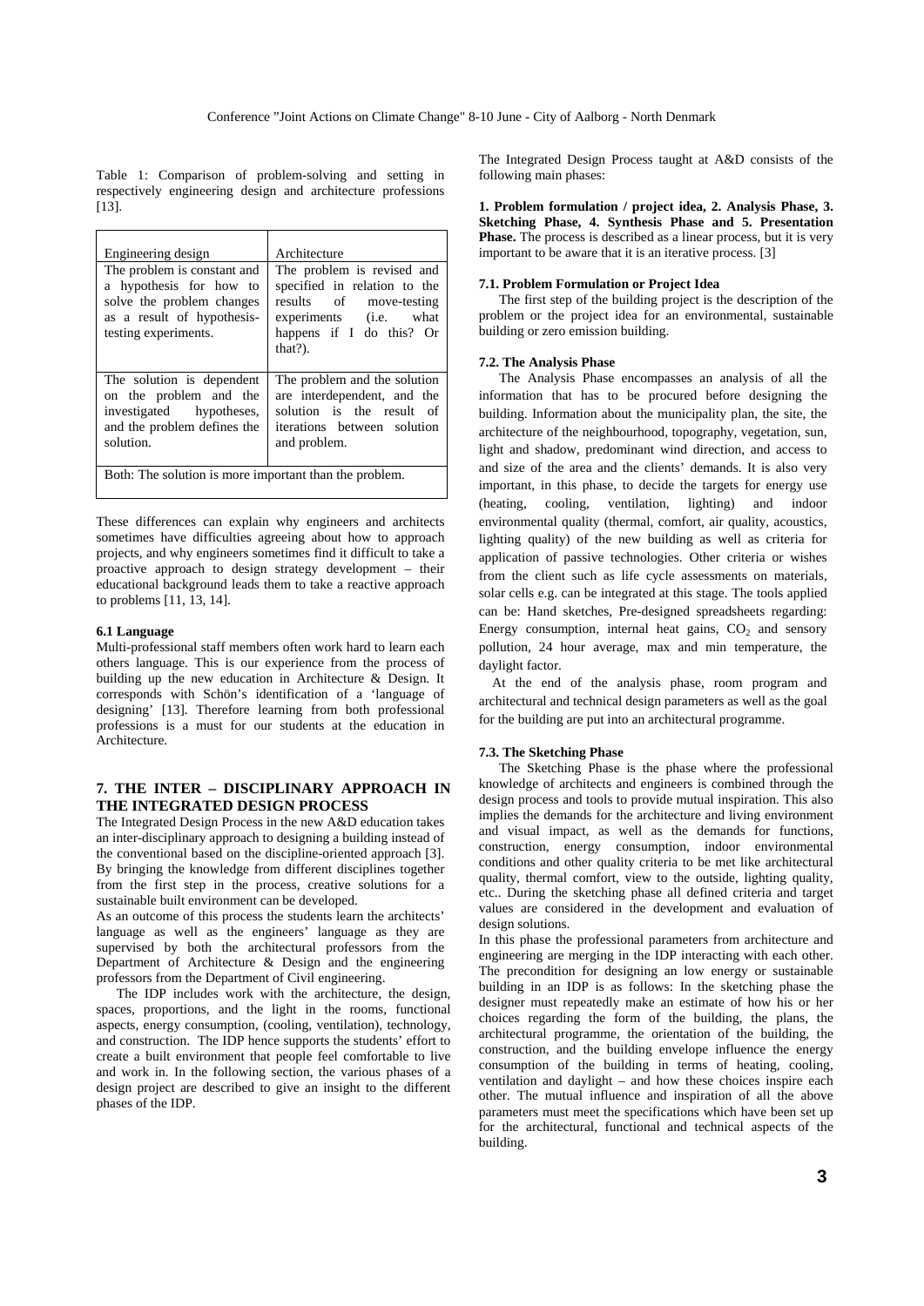Table 1: Comparison of problem-solving and setting in respectively engineering design and architecture professions [13].

| Engineering design | Architecture |
| --- | --- |
| The problem is constant and a hypothesis for how to solve the problem changes as a result of hypothesis-testing experiments. | The problem is revised and specified in relation to the results of move-testing experiments (i.e. what happens if I do this? Or that?). |
| The solution is dependent on the problem and the investigated hypotheses, and the problem defines the solution. | The problem and the solution are interdependent, and the solution is the result of iterations between solution and problem. |
| Both: The solution is more important than the problem. | |

These differences can explain why engineers and architects sometimes have difficulties agreeing about how to approach projects, and why engineers sometimes find it difficult to take a proactive approach to design strategy development – their educational background leads them to take a reactive approach to problems [11, 13, 14].

#### 6.1 Language

Multi-professional staff members often work hard to learn each others language. This is our experience from the process of building up the new education in Architecture & Design. It corresponds with Schön's identification of a 'language of designing' [13]. Therefore learning from both professional professions is a must for our students at the education in Architecture.

### 7. THE INTER – DISCIPLINARY APPROACH IN THE INTEGRATED DESIGN PROCESS

The Integrated Design Process in the new A&D education takes an inter-disciplinary approach to designing a building instead of the conventional based on the discipline-oriented approach [3]. By bringing the knowledge from different disciplines together from the first step in the process, creative solutions for a sustainable built environment can be developed.

As an outcome of this process the students learn the architects' language as well as the engineers' language as they are supervised by both the architectural professors from the Department of Architecture & Design and the engineering professors from the Department of Civil engineering.

The IDP includes work with the architecture, the design, spaces, proportions, and the light in the rooms, functional aspects, energy consumption, (cooling, ventilation), technology, and construction. The IDP hence supports the students' effort to create a built environment that people feel comfortable to live and work in. In the following section, the various phases of a design project are described to give an insight to the different phases of the IDP.

The Integrated Design Process taught at A&D consists of the following main phases:

**1. Problem formulation / project idea, 2. Analysis Phase, 3. Sketching Phase, 4. Synthesis Phase and 5. Presentation Phase.** The process is described as a linear process, but it is very important to be aware that it is an iterative process. [3]

#### 7.1. Problem Formulation or Project Idea

The first step of the building project is the description of the problem or the project idea for an environmental, sustainable building or zero emission building.

#### 7.2. The Analysis Phase

The Analysis Phase encompasses an analysis of all the information that has to be procured before designing the building. Information about the municipality plan, the site, the architecture of the neighbourhood, topography, vegetation, sun, light and shadow, predominant wind direction, and access to and size of the area and the clients' demands. It is also very important, in this phase, to decide the targets for energy use (heating, cooling, ventilation, lighting) and indoor environmental quality (thermal, comfort, air quality, acoustics, lighting quality) of the new building as well as criteria for application of passive technologies. Other criteria or wishes from the client such as life cycle assessments on materials, solar cells e.g. can be integrated at this stage. The tools applied can be: Hand sketches, Pre-designed spreadsheets regarding: Energy consumption, internal heat gains, $CO_2$ and sensory pollution, 24 hour average, max and min temperature, the daylight factor.

At the end of the analysis phase, room program and architectural and technical design parameters as well as the goal for the building are put into an architectural programme.

#### 7.3. The Sketching Phase

The Sketching Phase is the phase where the professional knowledge of architects and engineers is combined through the design process and tools to provide mutual inspiration. This also implies the demands for the architecture and living environment and visual impact, as well as the demands for functions, construction, energy consumption, indoor environmental conditions and other quality criteria to be met like architectural quality, thermal comfort, view to the outside, lighting quality, etc.. During the sketching phase all defined criteria and target values are considered in the development and evaluation of design solutions.

In this phase the professional parameters from architecture and engineering are merging in the IDP interacting with each other. The precondition for designing an low energy or sustainable building in an IDP is as follows: In the sketching phase the designer must repeatedly make an estimate of how his or her choices regarding the form of the building, the plans, the architectural programme, the orientation of the building, the construction, and the building envelope influence the energy consumption of the building in terms of heating, cooling, ventilation and daylight – and how these choices inspire each other. The mutual influence and inspiration of all the above parameters must meet the specifications which have been set up for the architectural, functional and technical aspects of the building.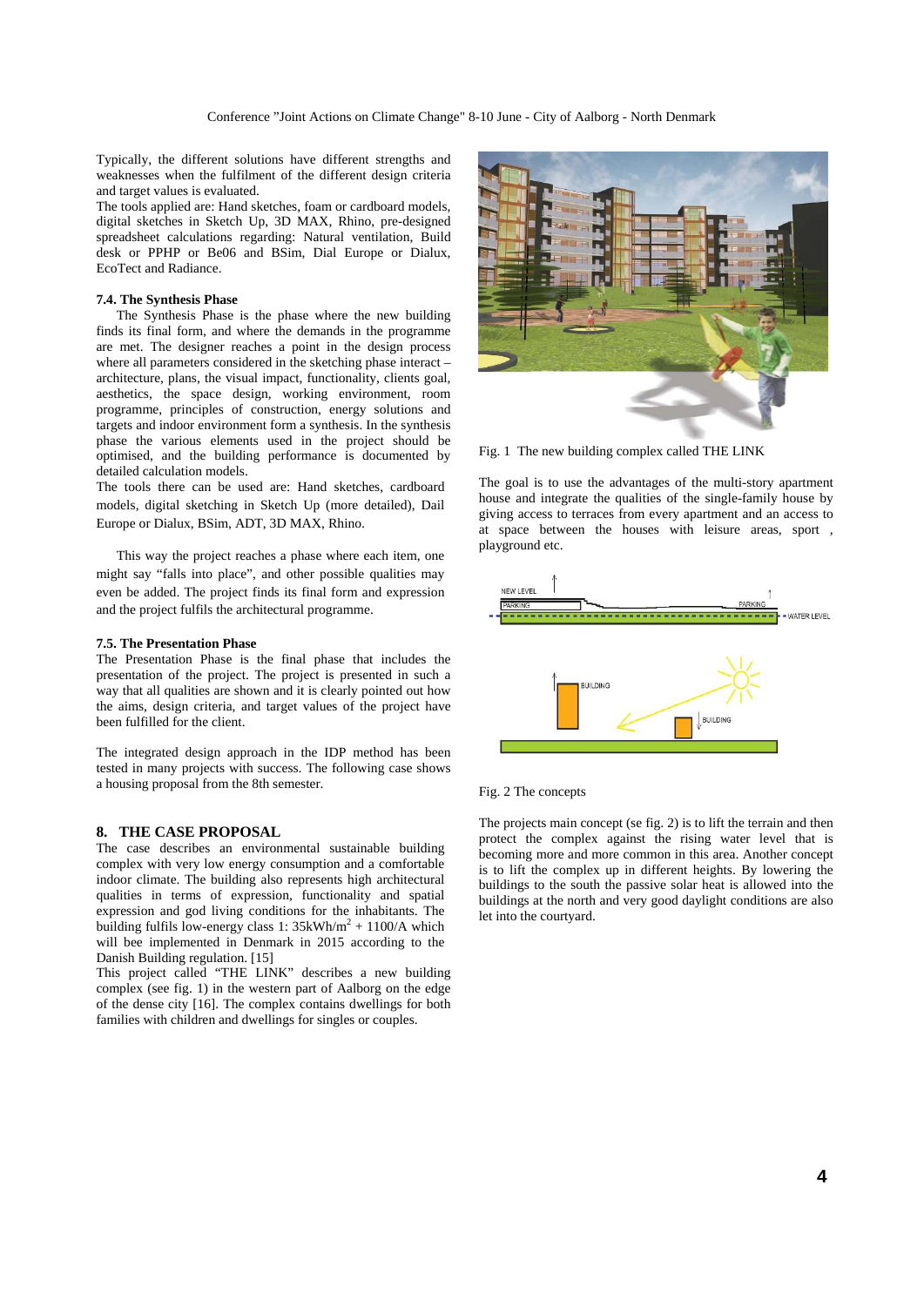Typically, the different solutions have different strengths and weaknesses when the fulfilment of the different design criteria and target values is evaluated.

The tools applied are: Hand sketches, foam or cardboard models, digital sketches in Sketch Up, 3D MAX, Rhino, pre-designed spreadsheet calculations regarding: Natural ventilation, Build desk or PPHP or Be06 and BSim, Dial Europe or Dialux, EcoTect and Radiance.

### 7.4. The Synthesis Phase

The Synthesis Phase is the phase where the new building finds its final form, and where the demands in the programme are met. The designer reaches a point in the design process where all parameters considered in the sketching phase interact – architecture, plans, the visual impact, functionality, clients goal, aesthetics, the space design, working environment, room programme, principles of construction, energy solutions and targets and indoor environment form a synthesis. In the synthesis phase the various elements used in the project should be optimised, and the building performance is documented by detailed calculation models.

The tools there can be used are: Hand sketches, cardboard models, digital sketching in Sketch Up (more detailed), Dail Europe or Dialux, BSim, ADT, 3D MAX, Rhino.

This way the project reaches a phase where each item, one might say "falls into place", and other possible qualities may even be added. The project finds its final form and expression and the project fulfils the architectural programme.

### 7.5. The Presentation Phase

The Presentation Phase is the final phase that includes the presentation of the project. The project is presented in such a way that all qualities are shown and it is clearly pointed out how the aims, design criteria, and target values of the project have been fulfilled for the client.

The integrated design approach in the IDP method has been tested in many projects with success. The following case shows a housing proposal from the 8th semester.

## 8. THE CASE PROPOSAL

The case describes an environmental sustainable building complex with very low energy consumption and a comfortable indoor climate. The building also represents high architectural qualities in terms of expression, functionality and spatial expression and god living conditions for the inhabitants. The building fulfils low-energy class 1: 35kWh/m$^2$ + 1100/A which will bee implemented in Denmark in 2015 according to the Danish Building regulation. [15]

This project called "THE LINK" describes a new building complex (see fig. 1) in the western part of Aalborg on the edge of the dense city [16]. The complex contains dwellings for both families with children and dwellings for singles or couples.

Fig. 1 The new building complex called THE LINK

The goal is to use the advantages of the multi-story apartment house and integrate the qualities of the single-family house by giving access to terraces from every apartment and an access to at space between the houses with leisure areas, sport , playground etc.

Fig. 2 The concepts

The projects main concept (se fig. 2) is to lift the terrain and then protect the complex against the rising water level that is becoming more and more common in this area. Another concept is to lift the complex up in different heights. By lowering the buildings to the south the passive solar heat is allowed into the buildings at the north and very good daylight conditions are also let into the courtyard.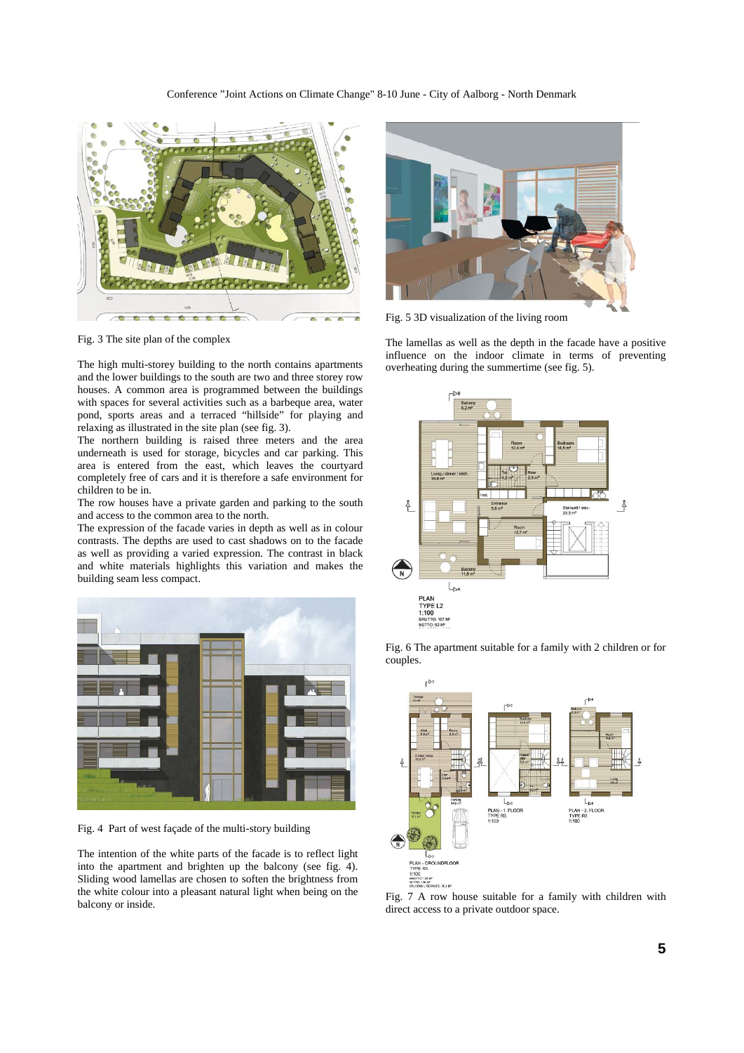Fig. 3 The site plan of the complex

The high multi-storey building to the north contains apartments and the lower buildings to the south are two and three storey row houses. A common area is programmed between the buildings with spaces for several activities such as a barbeque area, water pond, sports areas and a terraced "hillside" for playing and relaxing as illustrated in the site plan (see fig. 3).

The northern building is raised three meters and the area underneath is used for storage, bicycles and car parking. This area is entered from the east, which leaves the courtyard completely free of cars and it is therefore a safe environment for children to be in.

The row houses have a private garden and parking to the south and access to the common area to the north.

The expression of the facade varies in depth as well as in colour contrasts. The depths are used to cast shadows on to the facade as well as providing a varied expression. The contrast in black and white materials highlights this variation and makes the building seam less compact.

Fig. 4 Part of west façade of the multi-story building

The intention of the white parts of the facade is to reflect light into the apartment and brighten up the balcony (see fig. 4). Sliding wood lamellas are chosen to soften the brightness from the white colour into a pleasant natural light when being on the balcony or inside.

Fig. 5 3D visualization of the living room

The lamellas as well as the depth in the facade have a positive influence on the indoor climate in terms of preventing overheating during the summertime (see fig. 5).

Fig. 6 The apartment suitable for a family with 2 children or for couples.

Fig. 7 A row house suitable for a family with children with direct access to a private outdoor space.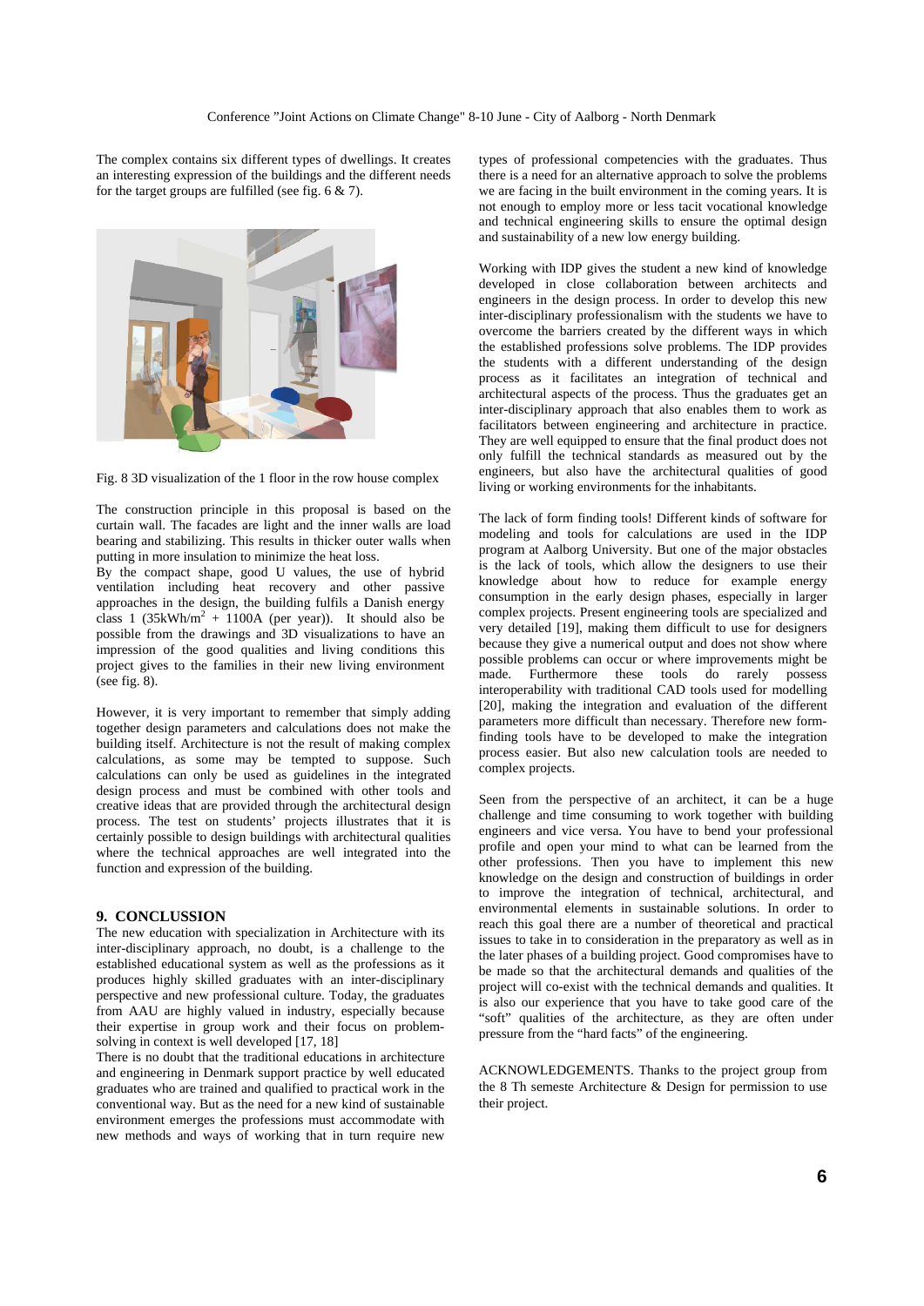The complex contains six different types of dwellings. It creates an interesting expression of the buildings and the different needs for the target groups are fulfilled (see fig. 6 & 7).

Fig. 8 3D visualization of the 1 floor in the row house complex

The construction principle in this proposal is based on the curtain wall. The facades are light and the inner walls are load bearing and stabilizing. This results in thicker outer walls when putting in more insulation to minimize the heat loss.
By the compact shape, good U values, the use of hybrid ventilation including heat recovery and other passive approaches in the design, the building fulfils a Danish energy class 1 (35kWh/m$^2$ + 1100A (per year)). It should also be possible from the drawings and 3D visualizations to have an impression of the good qualities and living conditions this project gives to the families in their new living environment (see fig. 8).

However, it is very important to remember that simply adding together design parameters and calculations does not make the building itself. Architecture is not the result of making complex calculations, as some may be tempted to suppose. Such calculations can only be used as guidelines in the integrated design process and must be combined with other tools and creative ideas that are provided through the architectural design process. The test on students' projects illustrates that it is certainly possible to design buildings with architectural qualities where the technical approaches are well integrated into the function and expression of the building.

## 9. CONCLUSSION

The new education with specialization in Architecture with its inter-disciplinary approach, no doubt, is a challenge to the established educational system as well as the professions as it produces highly skilled graduates with an inter-disciplinary perspective and new professional culture. Today, the graduates from AAU are highly valued in industry, especially because their expertise in group work and their focus on problem-solving in context is well developed [17, 18]
There is no doubt that the traditional educations in architecture and engineering in Denmark support practice by well educated graduates who are trained and qualified to practical work in the conventional way. But as the need for a new kind of sustainable environment emerges the professions must accommodate with new methods and ways of working that in turn require new types of professional competencies with the graduates. Thus there is a need for an alternative approach to solve the problems we are facing in the built environment in the coming years. It is not enough to employ more or less tacit vocational knowledge and technical engineering skills to ensure the optimal design and sustainability of a new low energy building.

Working with IDP gives the student a new kind of knowledge developed in close collaboration between architects and engineers in the design process. In order to develop this new inter-disciplinary professionalism with the students we have to overcome the barriers created by the different ways in which the established professions solve problems. The IDP provides the students with a different understanding of the design process as it facilitates an integration of technical and architectural aspects of the process. Thus the graduates get an inter-disciplinary approach that also enables them to work as facilitators between engineering and architecture in practice. They are well equipped to ensure that the final product does not only fulfill the technical standards as measured out by the engineers, but also have the architectural qualities of good living or working environments for the inhabitants.

The lack of form finding tools! Different kinds of software for modeling and tools for calculations are used in the IDP program at Aalborg University. But one of the major obstacles is the lack of tools, which allow the designers to use their knowledge about how to reduce for example energy consumption in the early design phases, especially in larger complex projects. Present engineering tools are specialized and very detailed [19], making them difficult to use for designers because they give a numerical output and does not show where possible problems can occur or where improvements might be made. Furthermore these tools do rarely possess interoperability with traditional CAD tools used for modelling [20], making the integration and evaluation of the different parameters more difficult than necessary. Therefore new form-finding tools have to be developed to make the integration process easier. But also new calculation tools are needed to complex projects.

Seen from the perspective of an architect, it can be a huge challenge and time consuming to work together with building engineers and vice versa. You have to bend your professional profile and open your mind to what can be learned from the other professions. Then you have to implement this new knowledge on the design and construction of buildings in order to improve the integration of technical, architectural, and environmental elements in sustainable solutions. In order to reach this goal there are a number of theoretical and practical issues to take in to consideration in the preparatory as well as in the later phases of a building project. Good compromises have to be made so that the architectural demands and qualities of the project will co-exist with the technical demands and qualities. It is also our experience that you have to take good care of the "soft" qualities of the architecture, as they are often under pressure from the "hard facts" of the engineering.

ACKNOWLEDGEMENTS. Thanks to the project group from the 8 Th semeste Architecture & Design for permission to use their project.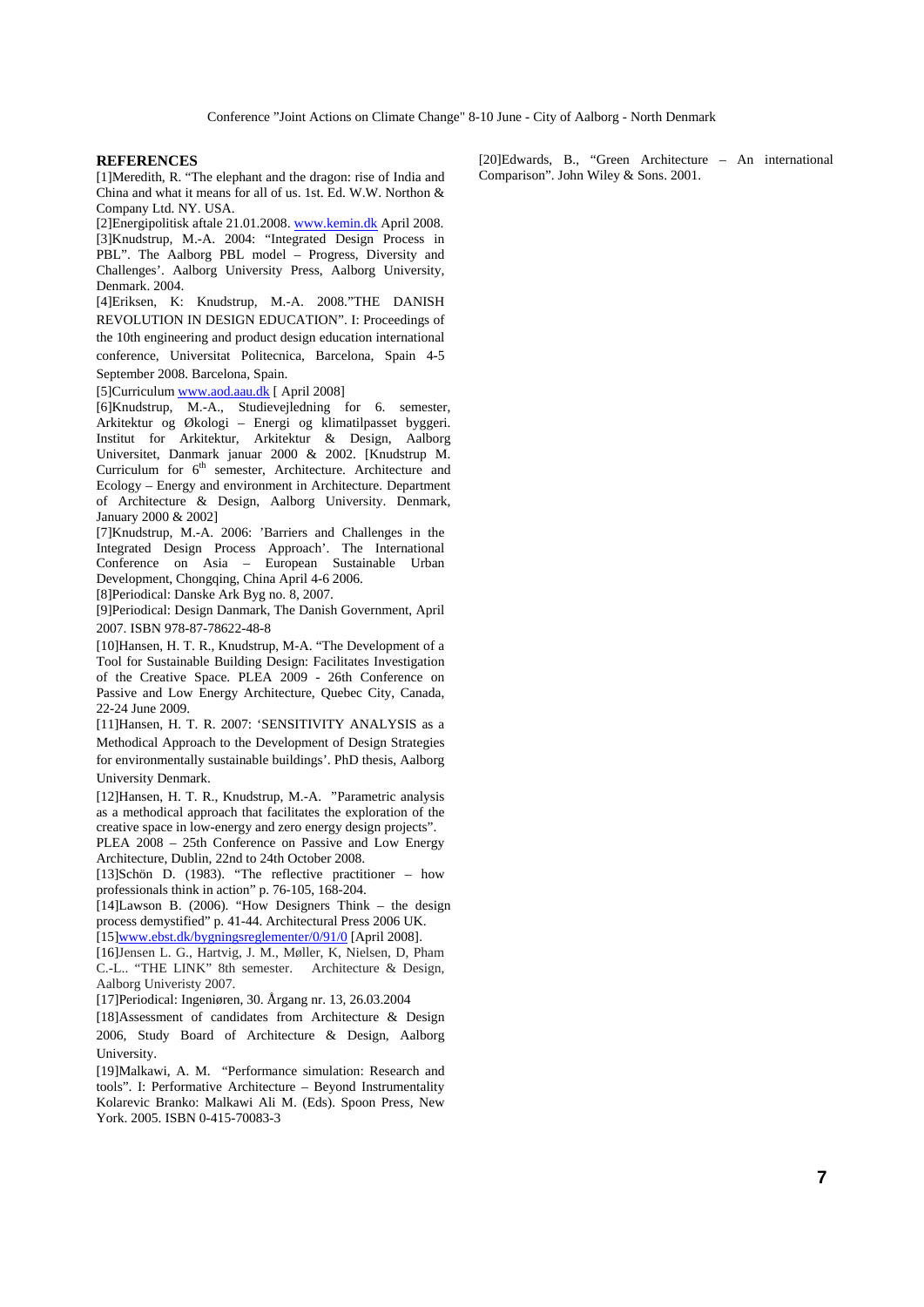## REFERENCES

[1]Meredith, R. "The elephant and the dragon: rise of India and China and what it means for all of us. 1st. Ed. W.W. Northon & Company Ltd. NY. USA.

[2]Energipolitisk aftale 21.01.2008. www.kemin.dk April 2008.

[3]Knudstrup, M.-A. 2004: "Integrated Design Process in PBL". The Aalborg PBL model – Progress, Diversity and Challenges'. Aalborg University Press, Aalborg University, Denmark. 2004.

[4]Eriksen, K: Knudstrup, M.-A. 2008."THE DANISH REVOLUTION IN DESIGN EDUCATION". I: Proceedings of the 10th engineering and product design education international conference, Universitat Politecnica, Barcelona, Spain 4-5 September 2008. Barcelona, Spain.

[5]Curriculum www.aod.aau.dk [ April 2008]

[6]Knudstrup, M.-A., Studievejledning for 6. semester, Arkitektur og Økologi – Energi og klimatilpasset byggeri. Institut for Arkitektur, Arkitektur & Design, Aalborg Universitet, Danmark januar 2000 & 2002. [Knudstrup M. Curriculum for 6th semester, Architecture. Architecture and Ecology – Energy and environment in Architecture. Department of Architecture & Design, Aalborg University. Denmark, January 2000 & 2002]

[7]Knudstrup, M.-A. 2006: 'Barriers and Challenges in the Integrated Design Process Approach'. The International Conference on Asia – European Sustainable Urban Development, Chongqing, China April 4-6 2006.

[8]Periodical: Danske Ark Byg no. 8, 2007.

[9]Periodical: Design Danmark, The Danish Government, April 2007. ISBN 978-87-78622-48-8

[10]Hansen, H. T. R., Knudstrup, M-A. "The Development of a Tool for Sustainable Building Design: Facilitates Investigation of the Creative Space. PLEA 2009 - 26th Conference on Passive and Low Energy Architecture, Quebec City, Canada, 22-24 June 2009.

[11]Hansen, H. T. R. 2007: 'SENSITIVITY ANALYSIS as a Methodical Approach to the Development of Design Strategies for environmentally sustainable buildings'. PhD thesis, Aalborg University Denmark.

[12]Hansen, H. T. R., Knudstrup, M.-A. "Parametric analysis as a methodical approach that facilitates the exploration of the creative space in low-energy and zero energy design projects". PLEA 2008 – 25th Conference on Passive and Low Energy Architecture, Dublin, 22nd to 24th October 2008.

[13]Schön D. (1983). "The reflective practitioner – how professionals think in action" p. 76-105, 168-204.

[14]Lawson B. (2006). "How Designers Think – the design process demystified" p. 41-44. Architectural Press 2006 UK.

[15]www.ebst.dk/bygningsreglementer/0/91/0 [April 2008].

[16]Jensen L. G., Hartvig, J. M., Møller, K, Nielsen, D, Pham C.-L.. "THE LINK" 8th semester. Architecture & Design, Aalborg Univeristy 2007.

[17]Periodical: Ingeniøren, 30. Årgang nr. 13, 26.03.2004

[18]Assessment of candidates from Architecture & Design 2006, Study Board of Architecture & Design, Aalborg University.

[19]Malkawi, A. M. "Performance simulation: Research and tools". I: Performative Architecture – Beyond Instrumentality Kolarevic Branko: Malkawi Ali M. (Eds). Spoon Press, New York. 2005. ISBN 0-415-70083-3

[20]Edwards, B., "Green Architecture – An international Comparison". John Wiley & Sons. 2001.